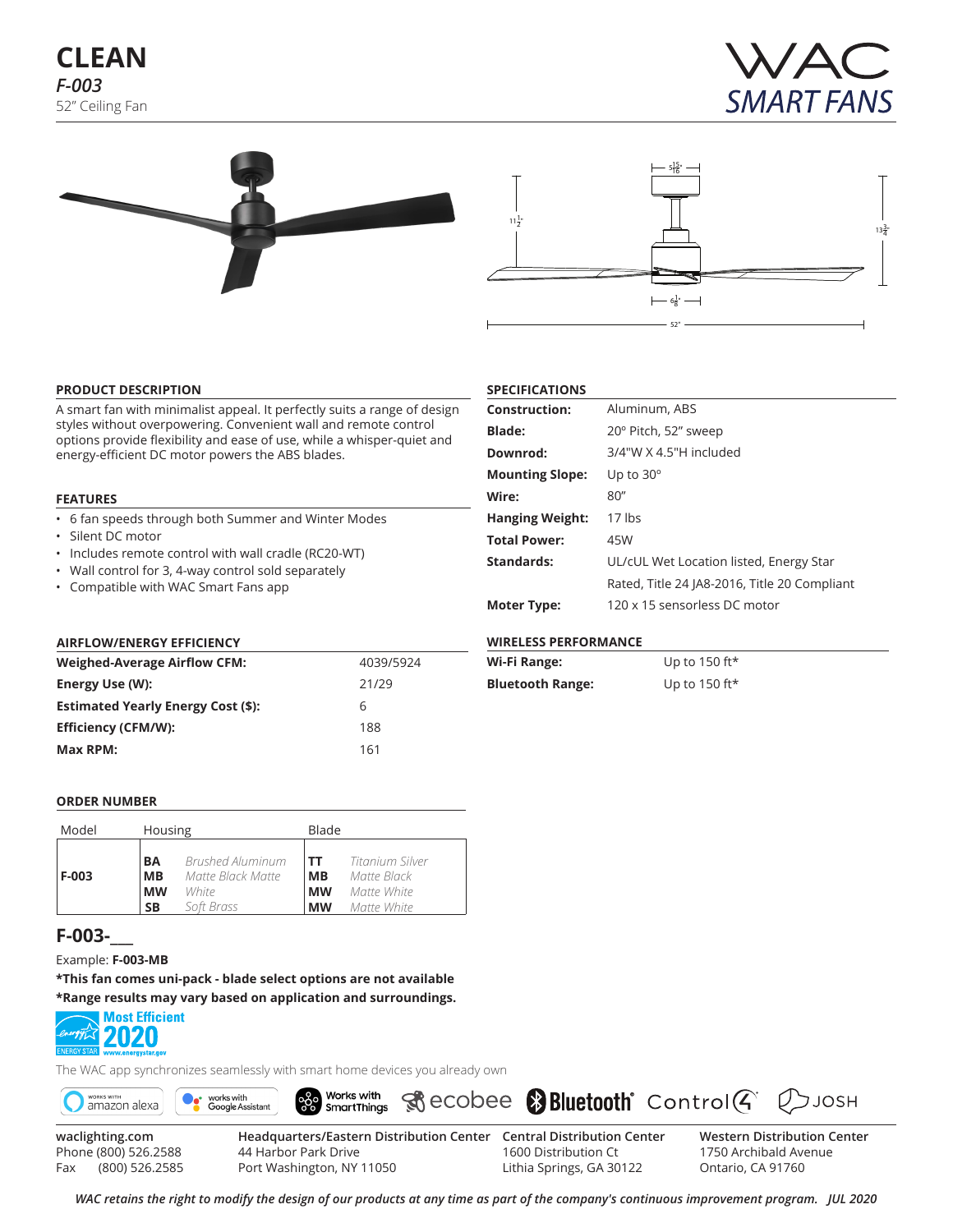# CLEAN

***F-003***

52" Ceiling Fan

WAC SMART FANS

## PRODUCT DESCRIPTION

A smart fan with minimalist appeal. It perfectly suits a range of design styles without overpowering. Convenient wall and remote control options provide flexibility and ease of use, while a whisper-quiet and energy-efficient DC motor powers the ABS blades.

## FEATURES

- 6 fan speeds through both Summer and Winter Modes
- Silent DC motor
- Includes remote control with wall cradle (RC20-WT)
- Wall control for 3, 4-way control sold separately
- Compatible with WAC Smart Fans app

## SPECIFICATIONS

| | |
|---|---|
| **Construction:** | Aluminum, ABS |
| **Blade:** | 20º Pitch, 52" sweep |
| **Downrod:** | 3/4"W X 4.5"H included |
| **Mounting Slope:** | Up to 30º |
| **Wire:** | 80" |
| **Hanging Weight:** | 17 lbs |
| **Total Power:** | 45W |
| **Standards:** | UL/cUL Wet Location listed, Energy Star Rated, Title 24 JA8-2016, Title 20 Compliant |
| **Moter Type:** | 120 x 15 sensorless DC motor |

## AIRFLOW/ENERGY EFFICIENCY

| | |
|---|---|
| **Weighed-Average Airflow CFM:** | 4039/5924 |
| **Energy Use (W):** | 21/29 |
| **Estimated Yearly Energy Cost ($):** | 6 |
| **Efficiency (CFM/W):** | 188 |
| **Max RPM:** | 161 |

## WIRELESS PERFORMANCE

| | |
|---|---|
| **Wi-Fi Range:** | Up to 150 ft* |
| **Bluetooth Range:** | Up to 150 ft* |

## ORDER NUMBER

| Model | Housing | | Blade | |
|---|---|---|---|---|
| **F-003** | **BA** | *Brushed Aluminum* | **TT** | *Titanium Silver* |
| | **MB** | *Matte Black Matte* | **MB** | *Matte Black* |
| | **MW** | *White* | **MW** | *Matte White* |
| | **SB** | *Soft Brass* | **MW** | *Matte White* |

## F-003-___

Example: **F-003-MB**

**\*This fan comes uni-pack - blade select options are not available**

**\*Range results may vary based on application and surroundings.**

ENERGY STAR Most Efficient 2020 www.energystar.gov

The WAC app synchronizes seamlessly with smart home devices you already own

works with amazon alexa | works with Google Assistant | Works with SmartThings | ecobee | Bluetooth | Control4 | JOSH

waclighting.com
Phone (800) 526.2588
Fax (800) 526.2585

**Headquarters/Eastern Distribution Center**
44 Harbor Park Drive
Port Washington, NY 11050

**Central Distribution Center**
1600 Distribution Ct
Lithia Springs, GA 30122

**Western Distribution Center**
1750 Archibald Avenue
Ontario, CA 91760

*WAC retains the right to modify the design of our products at any time as part of the company's continuous improvement program. JUL 2020*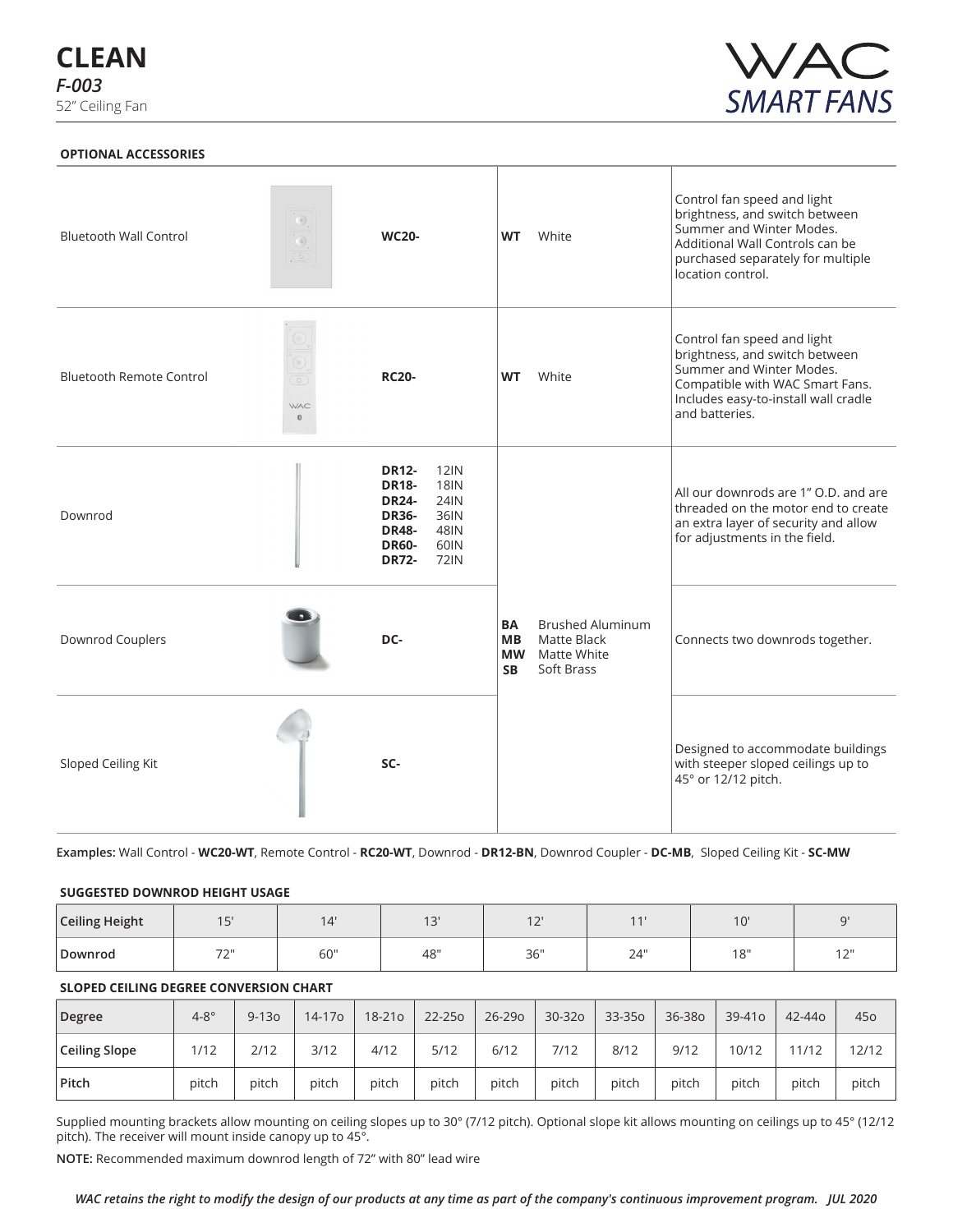# CLEAN

***F-003***

52" Ceiling Fan

WAC SMART FANS

**OPTIONAL ACCESSORIES**

| | | | |
|---|---|---|---|
| Bluetooth Wall Control | **WC20-** | **WT** White | Control fan speed and light brightness, and switch between Summer and Winter Modes. Additional Wall Controls can be purchased separately for multiple location control. |
| Bluetooth Remote Control | **RC20-** | **WT** White | Control fan speed and light brightness, and switch between Summer and Winter Modes. Compatible with WAC Smart Fans. Includes easy-to-install wall cradle and batteries. |
| Downrod | **DR12-** 12IN<br>**DR18-** 18IN<br>**DR24-** 24IN<br>**DR36-** 36IN<br>**DR48-** 48IN<br>**DR60-** 60IN<br>**DR72-** 72IN | **BA** Brushed Aluminum<br>**MB** Matte Black<br>**MW** Matte White<br>**SB** Soft Brass | All our downrods are 1" O.D. and are threaded on the motor end to create an extra layer of security and allow for adjustments in the field. |
| Downrod Couplers | **DC-** | | Connects two downrods together. |
| Sloped Ceiling Kit | **SC-** | | Designed to accommodate buildings with steeper sloped ceilings up to 45° or 12/12 pitch. |

**Examples:** Wall Control - **WC20-WT**, Remote Control - **RC20-WT**, Downrod - **DR12-BN**, Downrod Coupler - **DC-MB**, Sloped Ceiling Kit - **SC-MW**

**SUGGESTED DOWNROD HEIGHT USAGE**

| Ceiling Height | 15' | 14' | 13' | 12' | 11' | 10' | 9' |
|---|---|---|---|---|---|---|---|
| Downrod | 72" | 60" | 48" | 36" | 24" | 18" | 12" |

**SLOPED CEILING DEGREE CONVERSION CHART**

| Degree | 4-8° | 9-13o | 14-17o | 18-21o | 22-25o | 26-29o | 30-32o | 33-35o | 36-38o | 39-41o | 42-44o | 45o |
|---|---|---|---|---|---|---|---|---|---|---|---|---|
| Ceiling Slope | 1/12 | 2/12 | 3/12 | 4/12 | 5/12 | 6/12 | 7/12 | 8/12 | 9/12 | 10/12 | 11/12 | 12/12 |
| Pitch | pitch | pitch | pitch | pitch | pitch | pitch | pitch | pitch | pitch | pitch | pitch | pitch |

Supplied mounting brackets allow mounting on ceiling slopes up to 30° (7/12 pitch). Optional slope kit allows mounting on ceilings up to 45° (12/12 pitch). The receiver will mount inside canopy up to 45°.

**NOTE:** Recommended maximum downrod length of 72" with 80" lead wire

*WAC retains the right to modify the design of our products at any time as part of the company's continuous improvement program. JUL 2020*